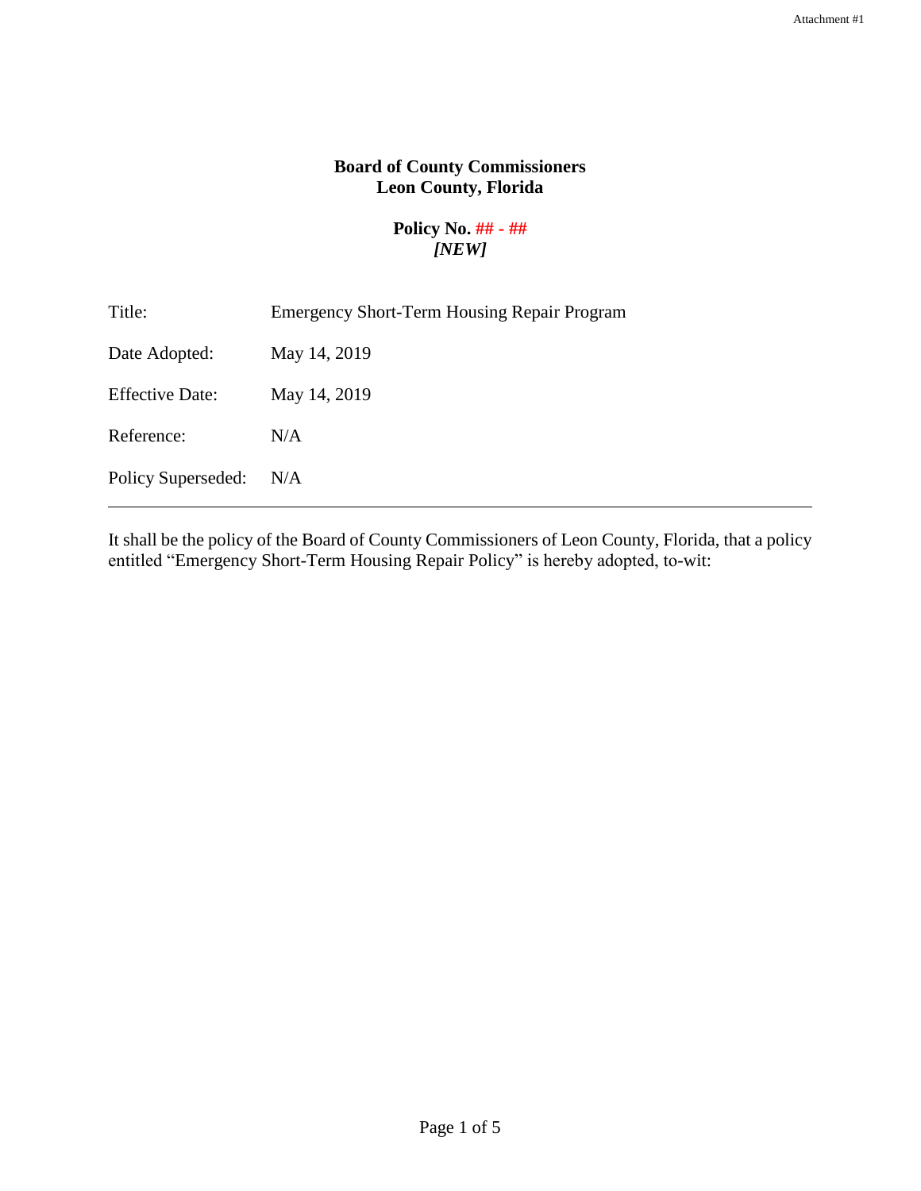Attachment #1

**Board of County Commissioners**
**Leon County, Florida**

**Policy No. ## - ##**
***[NEW]***

| | |
|---|---|
| Title: | Emergency Short-Term Housing Repair Program |
| Date Adopted: | May 14, 2019 |
| Effective Date: | May 14, 2019 |
| Reference: | N/A |
| Policy Superseded: | N/A |

---

It shall be the policy of the Board of County Commissioners of Leon County, Florida, that a policy entitled "Emergency Short-Term Housing Repair Policy" is hereby adopted, to-wit: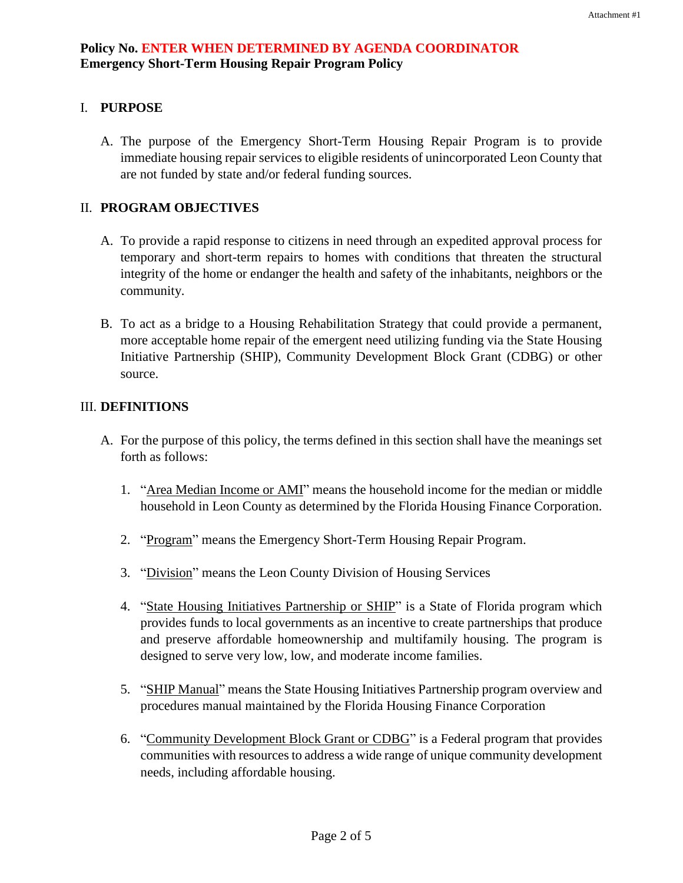**Policy No. ENTER WHEN DETERMINED BY AGENDA COORDINATOR**
**Emergency Short-Term Housing Repair Program Policy**

## I. PURPOSE

A. The purpose of the Emergency Short-Term Housing Repair Program is to provide immediate housing repair services to eligible residents of unincorporated Leon County that are not funded by state and/or federal funding sources.

## II. PROGRAM OBJECTIVES

A. To provide a rapid response to citizens in need through an expedited approval process for temporary and short-term repairs to homes with conditions that threaten the structural integrity of the home or endanger the health and safety of the inhabitants, neighbors or the community.

B. To act as a bridge to a Housing Rehabilitation Strategy that could provide a permanent, more acceptable home repair of the emergent need utilizing funding via the State Housing Initiative Partnership (SHIP), Community Development Block Grant (CDBG) or other source.

## III. DEFINITIONS

A. For the purpose of this policy, the terms defined in this section shall have the meanings set forth as follows:

1. "Area Median Income or AMI" means the household income for the median or middle household in Leon County as determined by the Florida Housing Finance Corporation.

2. "Program" means the Emergency Short-Term Housing Repair Program.

3. "Division" means the Leon County Division of Housing Services

4. "State Housing Initiatives Partnership or SHIP" is a State of Florida program which provides funds to local governments as an incentive to create partnerships that produce and preserve affordable homeownership and multifamily housing. The program is designed to serve very low, low, and moderate income families.

5. "SHIP Manual" means the State Housing Initiatives Partnership program overview and procedures manual maintained by the Florida Housing Finance Corporation

6. "Community Development Block Grant or CDBG" is a Federal program that provides communities with resources to address a wide range of unique community development needs, including affordable housing.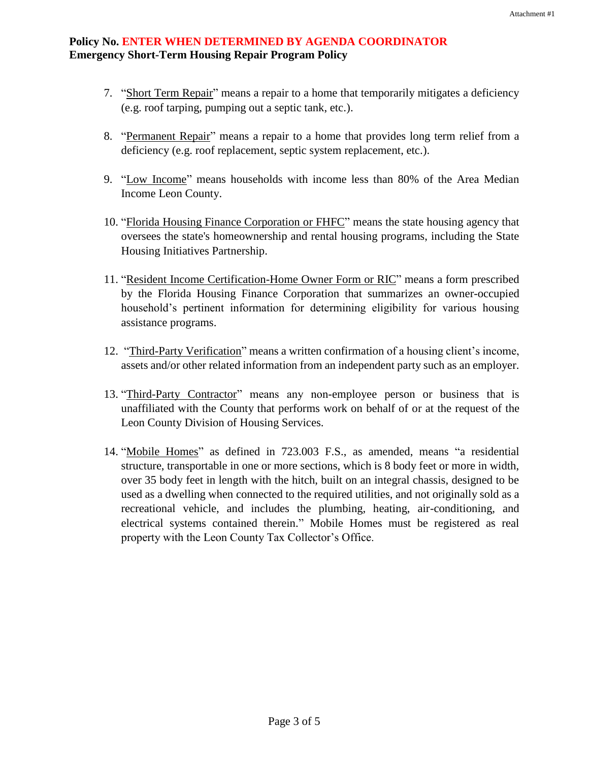7. "Short Term Repair" means a repair to a home that temporarily mitigates a deficiency (e.g. roof tarping, pumping out a septic tank, etc.).

8. "Permanent Repair" means a repair to a home that provides long term relief from a deficiency (e.g. roof replacement, septic system replacement, etc.).

9. "Low Income" means households with income less than 80% of the Area Median Income Leon County.

10. "Florida Housing Finance Corporation or FHFC" means the state housing agency that oversees the state's homeownership and rental housing programs, including the State Housing Initiatives Partnership.

11. "Resident Income Certification-Home Owner Form or RIC" means a form prescribed by the Florida Housing Finance Corporation that summarizes an owner-occupied household's pertinent information for determining eligibility for various housing assistance programs.

12. "Third-Party Verification" means a written confirmation of a housing client's income, assets and/or other related information from an independent party such as an employer.

13. "Third-Party Contractor" means any non-employee person or business that is unaffiliated with the County that performs work on behalf of or at the request of the Leon County Division of Housing Services.

14. "Mobile Homes" as defined in 723.003 F.S., as amended, means "a residential structure, transportable in one or more sections, which is 8 body feet or more in width, over 35 body feet in length with the hitch, built on an integral chassis, designed to be used as a dwelling when connected to the required utilities, and not originally sold as a recreational vehicle, and includes the plumbing, heating, air-conditioning, and electrical systems contained therein." Mobile Homes must be registered as real property with the Leon County Tax Collector's Office.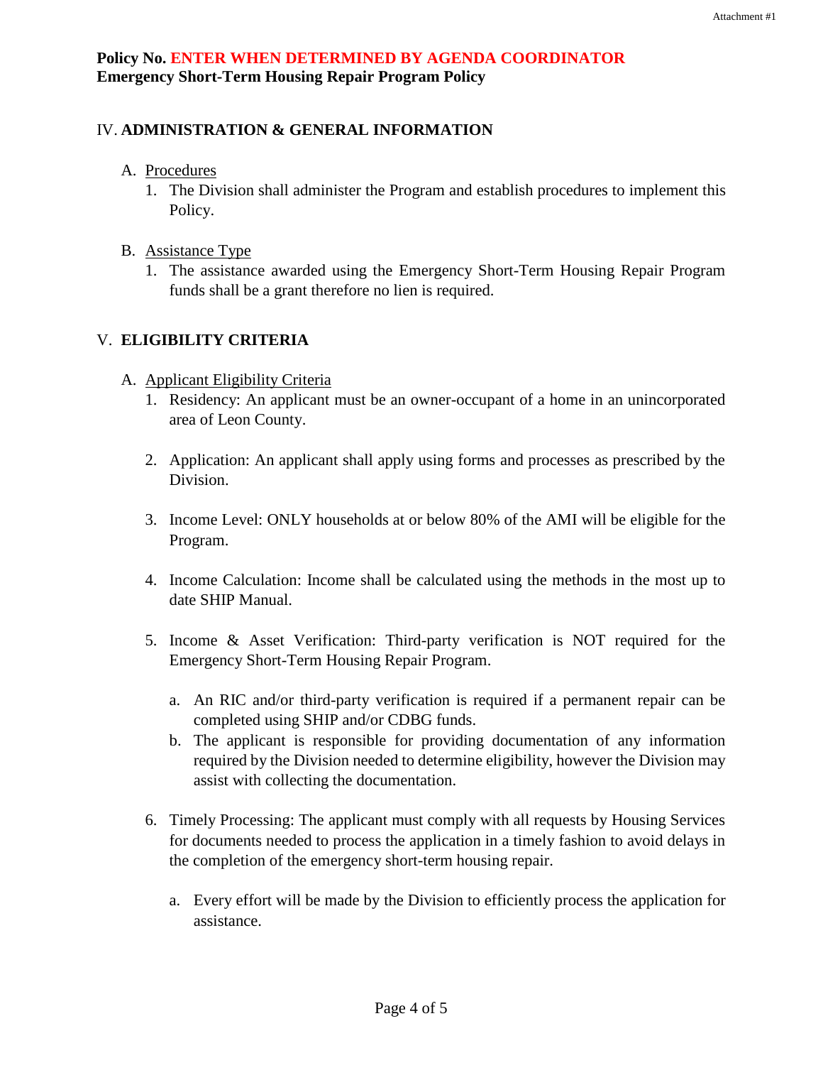**Policy No. ENTER WHEN DETERMINED BY AGENDA COORDINATOR**
**Emergency Short-Term Housing Repair Program Policy**

## IV. ADMINISTRATION & GENERAL INFORMATION

A. Procedures

1. The Division shall administer the Program and establish procedures to implement this Policy.

B. Assistance Type

1. The assistance awarded using the Emergency Short-Term Housing Repair Program funds shall be a grant therefore no lien is required.

## V. ELIGIBILITY CRITERIA

A. Applicant Eligibility Criteria

1. Residency: An applicant must be an owner-occupant of a home in an unincorporated area of Leon County.

2. Application: An applicant shall apply using forms and processes as prescribed by the Division.

3. Income Level: ONLY households at or below 80% of the AMI will be eligible for the Program.

4. Income Calculation: Income shall be calculated using the methods in the most up to date SHIP Manual.

5. Income & Asset Verification: Third-party verification is NOT required for the Emergency Short-Term Housing Repair Program.

   a. An RIC and/or third-party verification is required if a permanent repair can be completed using SHIP and/or CDBG funds.
   b. The applicant is responsible for providing documentation of any information required by the Division needed to determine eligibility, however the Division may assist with collecting the documentation.

6. Timely Processing: The applicant must comply with all requests by Housing Services for documents needed to process the application in a timely fashion to avoid delays in the completion of the emergency short-term housing repair.

   a. Every effort will be made by the Division to efficiently process the application for assistance.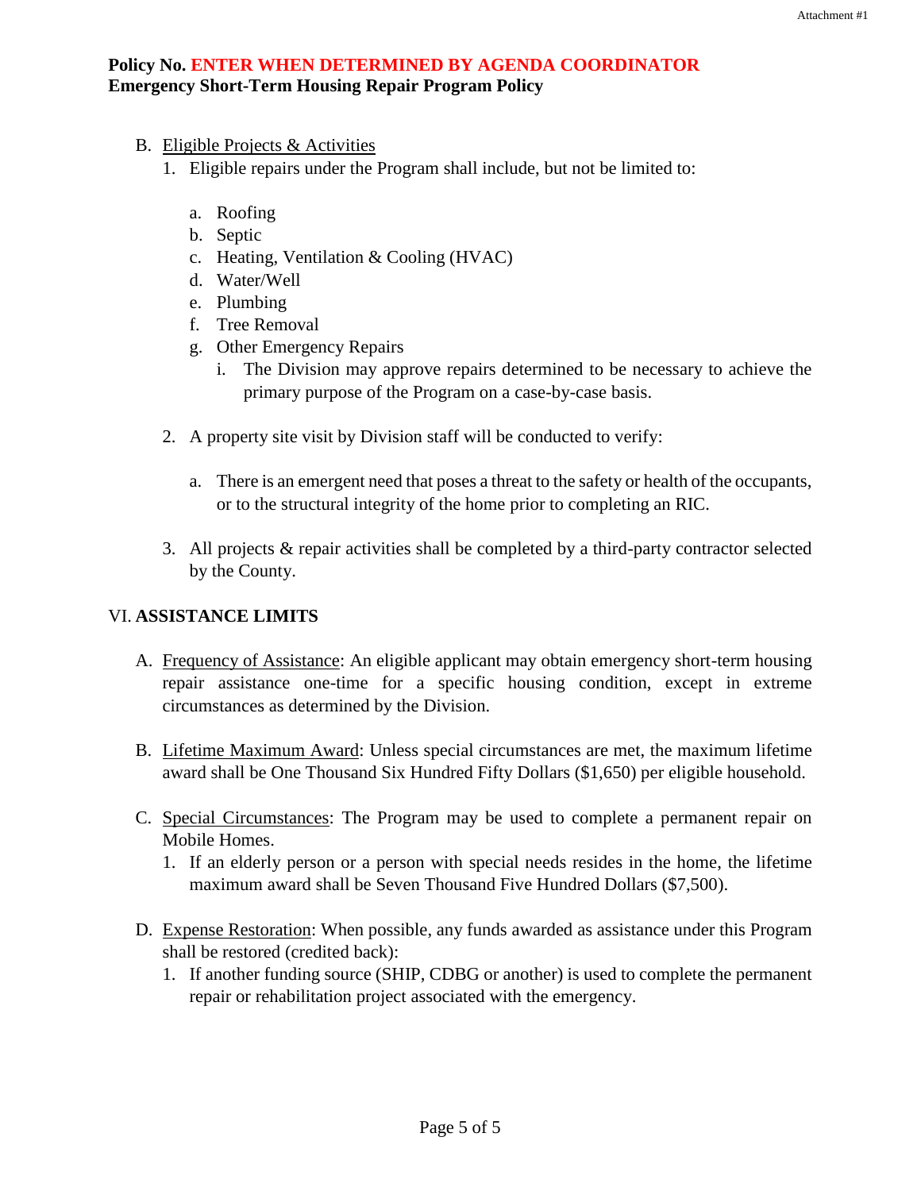**Policy No. ENTER WHEN DETERMINED BY AGENDA COORDINATOR**
**Emergency Short-Term Housing Repair Program Policy**

B. Eligible Projects & Activities
   1. Eligible repairs under the Program shall include, but not be limited to:
      a. Roofing
      b. Septic
      c. Heating, Ventilation & Cooling (HVAC)
      d. Water/Well
      e. Plumbing
      f. Tree Removal
      g. Other Emergency Repairs
         i. The Division may approve repairs determined to be necessary to achieve the primary purpose of the Program on a case-by-case basis.

   2. A property site visit by Division staff will be conducted to verify:
      a. There is an emergent need that poses a threat to the safety or health of the occupants, or to the structural integrity of the home prior to completing an RIC.

   3. All projects & repair activities shall be completed by a third-party contractor selected by the County.

## VI. ASSISTANCE LIMITS

A. Frequency of Assistance: An eligible applicant may obtain emergency short-term housing repair assistance one-time for a specific housing condition, except in extreme circumstances as determined by the Division.

B. Lifetime Maximum Award: Unless special circumstances are met, the maximum lifetime award shall be One Thousand Six Hundred Fifty Dollars ($1,650) per eligible household.

C. Special Circumstances: The Program may be used to complete a permanent repair on Mobile Homes.
   1. If an elderly person or a person with special needs resides in the home, the lifetime maximum award shall be Seven Thousand Five Hundred Dollars ($7,500).

D. Expense Restoration: When possible, any funds awarded as assistance under this Program shall be restored (credited back):
   1. If another funding source (SHIP, CDBG or another) is used to complete the permanent repair or rehabilitation project associated with the emergency.